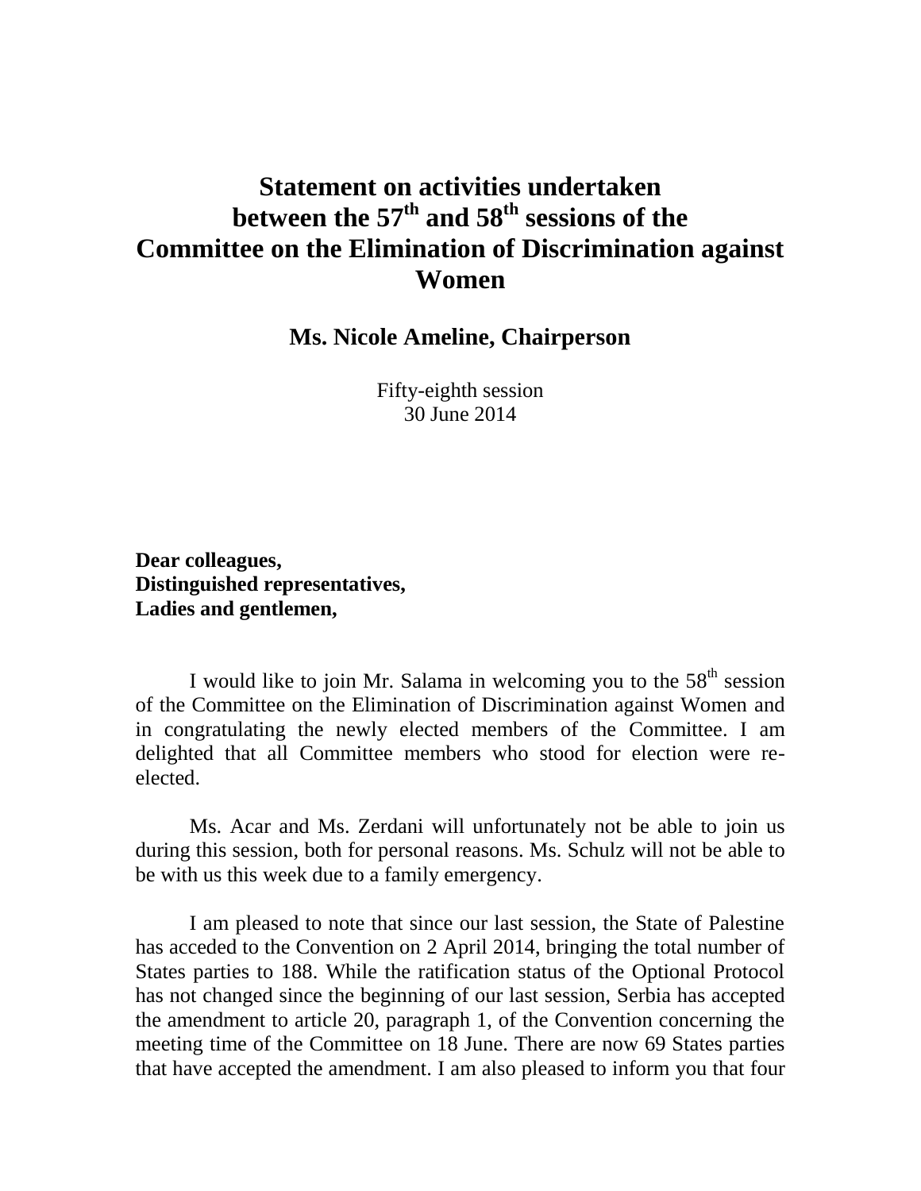# Statement on activities undertaken between the 57th and 58th sessions of the Committee on the Elimination of Discrimination against Women

## Ms. Nicole Ameline, Chairperson

Fifty-eighth session
30 June 2014

**Dear colleagues,**
**Distinguished representatives,**
**Ladies and gentlemen,**

I would like to join Mr. Salama in welcoming you to the 58th session of the Committee on the Elimination of Discrimination against Women and in congratulating the newly elected members of the Committee. I am delighted that all Committee members who stood for election were re-elected.

Ms. Acar and Ms. Zerdani will unfortunately not be able to join us during this session, both for personal reasons. Ms. Schulz will not be able to be with us this week due to a family emergency.

I am pleased to note that since our last session, the State of Palestine has acceded to the Convention on 2 April 2014, bringing the total number of States parties to 188. While the ratification status of the Optional Protocol has not changed since the beginning of our last session, Serbia has accepted the amendment to article 20, paragraph 1, of the Convention concerning the meeting time of the Committee on 18 June. There are now 69 States parties that have accepted the amendment. I am also pleased to inform you that four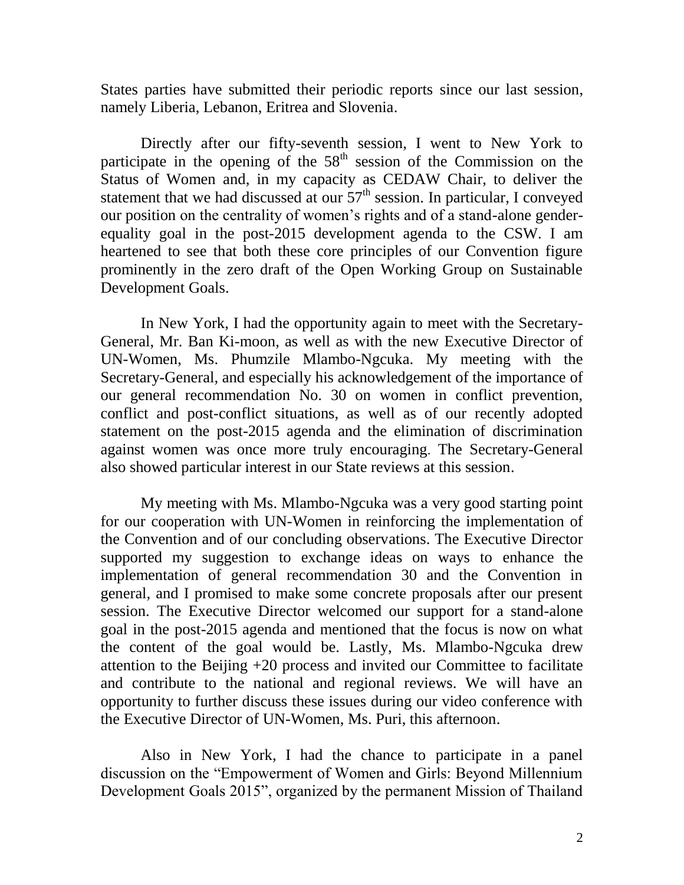States parties have submitted their periodic reports since our last session, namely Liberia, Lebanon, Eritrea and Slovenia.

Directly after our fifty-seventh session, I went to New York to participate in the opening of the 58th session of the Commission on the Status of Women and, in my capacity as CEDAW Chair, to deliver the statement that we had discussed at our 57th session. In particular, I conveyed our position on the centrality of women's rights and of a stand-alone gender-equality goal in the post-2015 development agenda to the CSW. I am heartened to see that both these core principles of our Convention figure prominently in the zero draft of the Open Working Group on Sustainable Development Goals.

In New York, I had the opportunity again to meet with the Secretary-General, Mr. Ban Ki-moon, as well as with the new Executive Director of UN-Women, Ms. Phumzile Mlambo-Ngcuka. My meeting with the Secretary-General, and especially his acknowledgement of the importance of our general recommendation No. 30 on women in conflict prevention, conflict and post-conflict situations, as well as of our recently adopted statement on the post-2015 agenda and the elimination of discrimination against women was once more truly encouraging. The Secretary-General also showed particular interest in our State reviews at this session.

My meeting with Ms. Mlambo-Ngcuka was a very good starting point for our cooperation with UN-Women in reinforcing the implementation of the Convention and of our concluding observations. The Executive Director supported my suggestion to exchange ideas on ways to enhance the implementation of general recommendation 30 and the Convention in general, and I promised to make some concrete proposals after our present session. The Executive Director welcomed our support for a stand-alone goal in the post-2015 agenda and mentioned that the focus is now on what the content of the goal would be. Lastly, Ms. Mlambo-Ngcuka drew attention to the Beijing +20 process and invited our Committee to facilitate and contribute to the national and regional reviews. We will have an opportunity to further discuss these issues during our video conference with the Executive Director of UN-Women, Ms. Puri, this afternoon.

Also in New York, I had the chance to participate in a panel discussion on the "Empowerment of Women and Girls: Beyond Millennium Development Goals 2015", organized by the permanent Mission of Thailand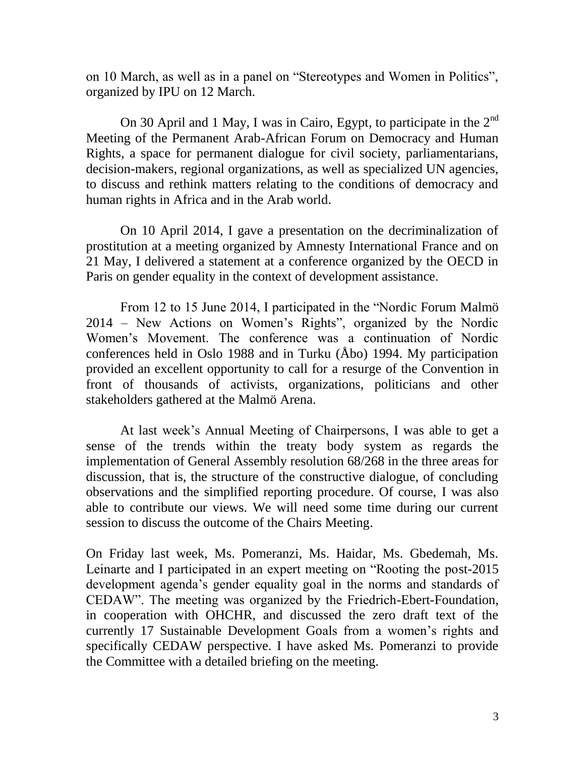on 10 March, as well as in a panel on "Stereotypes and Women in Politics", organized by IPU on 12 March.

On 30 April and 1 May, I was in Cairo, Egypt, to participate in the 2nd Meeting of the Permanent Arab-African Forum on Democracy and Human Rights, a space for permanent dialogue for civil society, parliamentarians, decision-makers, regional organizations, as well as specialized UN agencies, to discuss and rethink matters relating to the conditions of democracy and human rights in Africa and in the Arab world.

On 10 April 2014, I gave a presentation on the decriminalization of prostitution at a meeting organized by Amnesty International France and on 21 May, I delivered a statement at a conference organized by the OECD in Paris on gender equality in the context of development assistance.

From 12 to 15 June 2014, I participated in the "Nordic Forum Malmö 2014 – New Actions on Women's Rights", organized by the Nordic Women's Movement. The conference was a continuation of Nordic conferences held in Oslo 1988 and in Turku (Åbo) 1994. My participation provided an excellent opportunity to call for a resurge of the Convention in front of thousands of activists, organizations, politicians and other stakeholders gathered at the Malmö Arena.

At last week's Annual Meeting of Chairpersons, I was able to get a sense of the trends within the treaty body system as regards the implementation of General Assembly resolution 68/268 in the three areas for discussion, that is, the structure of the constructive dialogue, of concluding observations and the simplified reporting procedure. Of course, I was also able to contribute our views. We will need some time during our current session to discuss the outcome of the Chairs Meeting.

On Friday last week, Ms. Pomeranzi, Ms. Haidar, Ms. Gbedemah, Ms. Leinarte and I participated in an expert meeting on "Rooting the post-2015 development agenda's gender equality goal in the norms and standards of CEDAW". The meeting was organized by the Friedrich-Ebert-Foundation, in cooperation with OHCHR, and discussed the zero draft text of the currently 17 Sustainable Development Goals from a women's rights and specifically CEDAW perspective. I have asked Ms. Pomeranzi to provide the Committee with a detailed briefing on the meeting.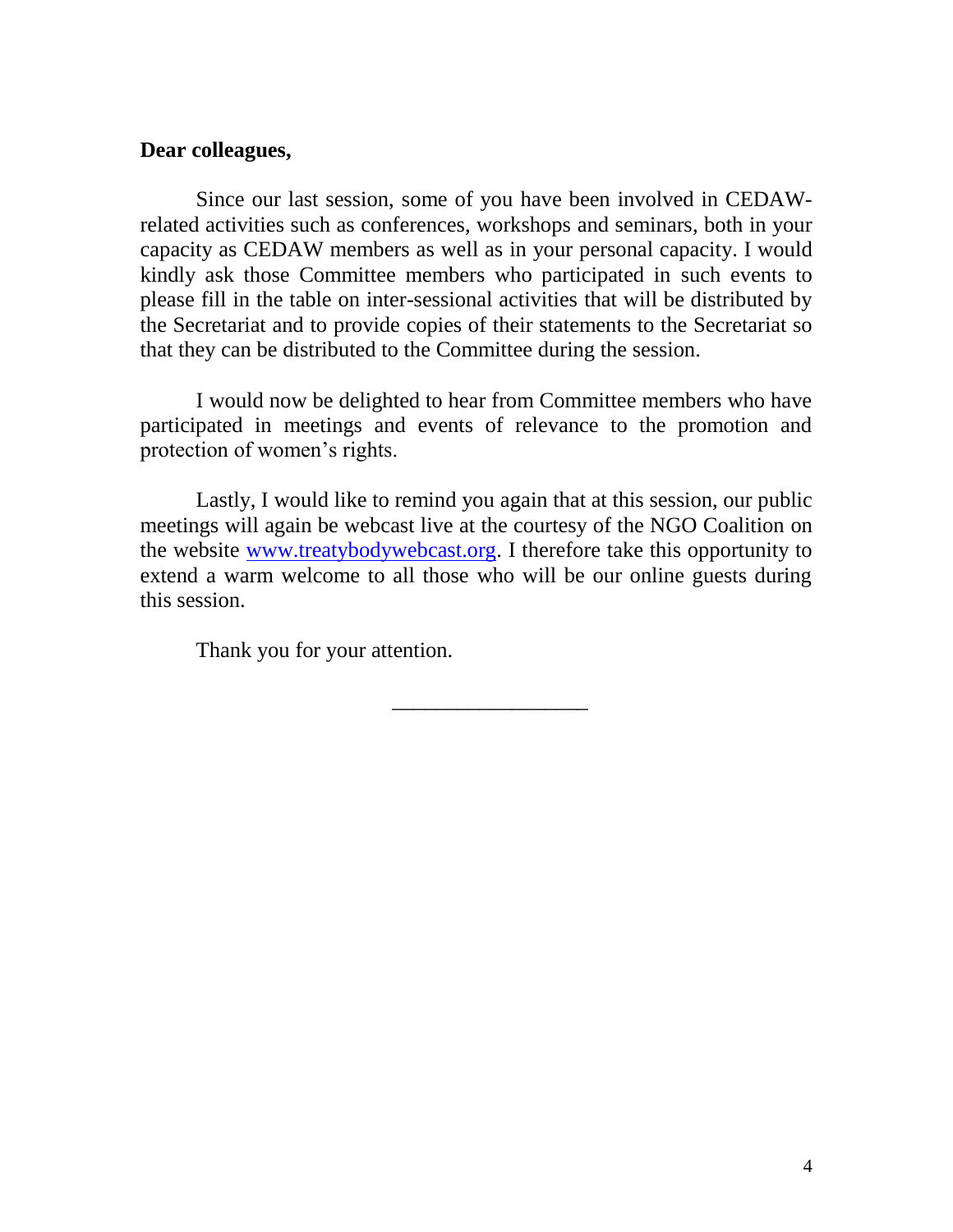**Dear colleagues,**

Since our last session, some of you have been involved in CEDAW-related activities such as conferences, workshops and seminars, both in your capacity as CEDAW members as well as in your personal capacity. I would kindly ask those Committee members who participated in such events to please fill in the table on inter-sessional activities that will be distributed by the Secretariat and to provide copies of their statements to the Secretariat so that they can be distributed to the Committee during the session.

I would now be delighted to hear from Committee members who have participated in meetings and events of relevance to the promotion and protection of women's rights.

Lastly, I would like to remind you again that at this session, our public meetings will again be webcast live at the courtesy of the NGO Coalition on the website www.treatybodywebcast.org. I therefore take this opportunity to extend a warm welcome to all those who will be our online guests during this session.

Thank you for your attention.

\_\_\_\_\_\_\_\_\_\_\_\_\_\_\_\_\_\_